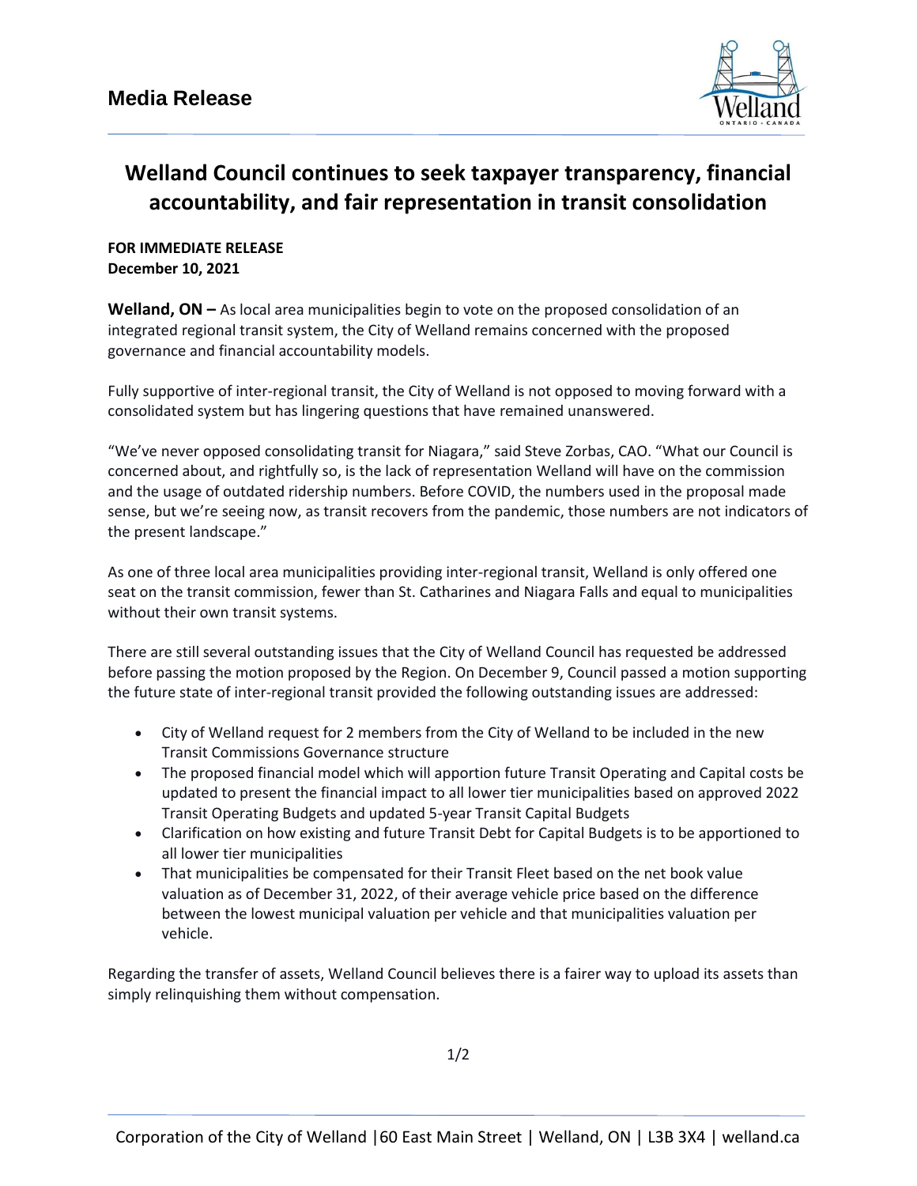# Media Release

## Welland Council continues to seek taxpayer transparency, financial accountability, and fair representation in transit consolidation

**FOR IMMEDIATE RELEASE**
**December 10, 2021**

**Welland, ON –** As local area municipalities begin to vote on the proposed consolidation of an integrated regional transit system, the City of Welland remains concerned with the proposed governance and financial accountability models.

Fully supportive of inter-regional transit, the City of Welland is not opposed to moving forward with a consolidated system but has lingering questions that have remained unanswered.

"We've never opposed consolidating transit for Niagara," said Steve Zorbas, CAO. "What our Council is concerned about, and rightfully so, is the lack of representation Welland will have on the commission and the usage of outdated ridership numbers. Before COVID, the numbers used in the proposal made sense, but we're seeing now, as transit recovers from the pandemic, those numbers are not indicators of the present landscape."

As one of three local area municipalities providing inter-regional transit, Welland is only offered one seat on the transit commission, fewer than St. Catharines and Niagara Falls and equal to municipalities without their own transit systems.

There are still several outstanding issues that the City of Welland Council has requested be addressed before passing the motion proposed by the Region. On December 9, Council passed a motion supporting the future state of inter-regional transit provided the following outstanding issues are addressed:

- City of Welland request for 2 members from the City of Welland to be included in the new Transit Commissions Governance structure
- The proposed financial model which will apportion future Transit Operating and Capital costs be updated to present the financial impact to all lower tier municipalities based on approved 2022 Transit Operating Budgets and updated 5-year Transit Capital Budgets
- Clarification on how existing and future Transit Debt for Capital Budgets is to be apportioned to all lower tier municipalities
- That municipalities be compensated for their Transit Fleet based on the net book value valuation as of December 31, 2022, of their average vehicle price based on the difference between the lowest municipal valuation per vehicle and that municipalities valuation per vehicle.

Regarding the transfer of assets, Welland Council believes there is a fairer way to upload its assets than simply relinquishing them without compensation.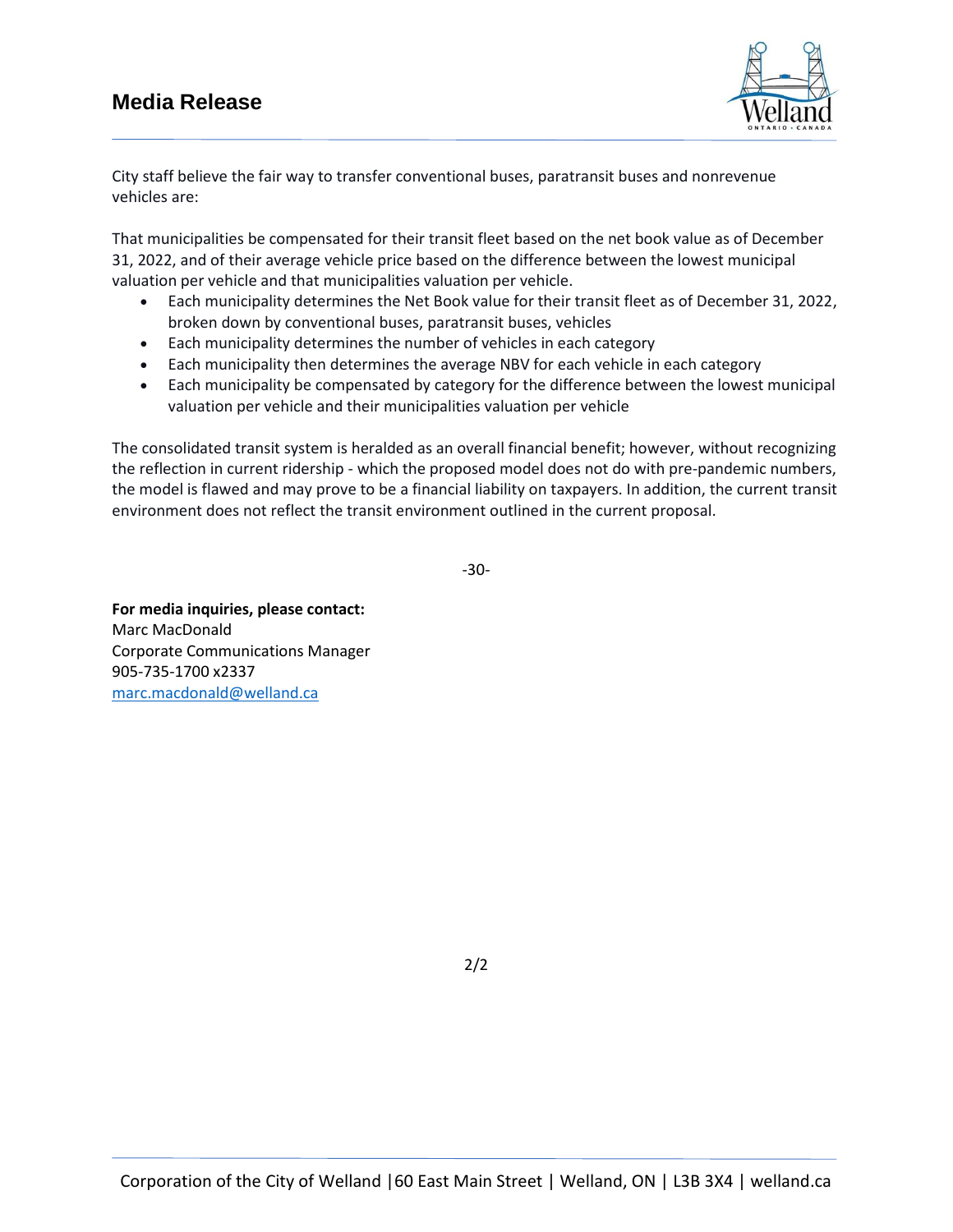City staff believe the fair way to transfer conventional buses, paratransit buses and nonrevenue vehicles are:

That municipalities be compensated for their transit fleet based on the net book value as of December 31, 2022, and of their average vehicle price based on the difference between the lowest municipal valuation per vehicle and that municipalities valuation per vehicle.

- Each municipality determines the Net Book value for their transit fleet as of December 31, 2022, broken down by conventional buses, paratransit buses, vehicles
- Each municipality determines the number of vehicles in each category
- Each municipality then determines the average NBV for each vehicle in each category
- Each municipality be compensated by category for the difference between the lowest municipal valuation per vehicle and their municipalities valuation per vehicle

The consolidated transit system is heralded as an overall financial benefit; however, without recognizing the reflection in current ridership - which the proposed model does not do with pre-pandemic numbers, the model is flawed and may prove to be a financial liability on taxpayers. In addition, the current transit environment does not reflect the transit environment outlined in the current proposal.

-30-

**For media inquiries, please contact:**
Marc MacDonald
Corporate Communications Manager
905-735-1700 x2337
marc.macdonald@welland.ca